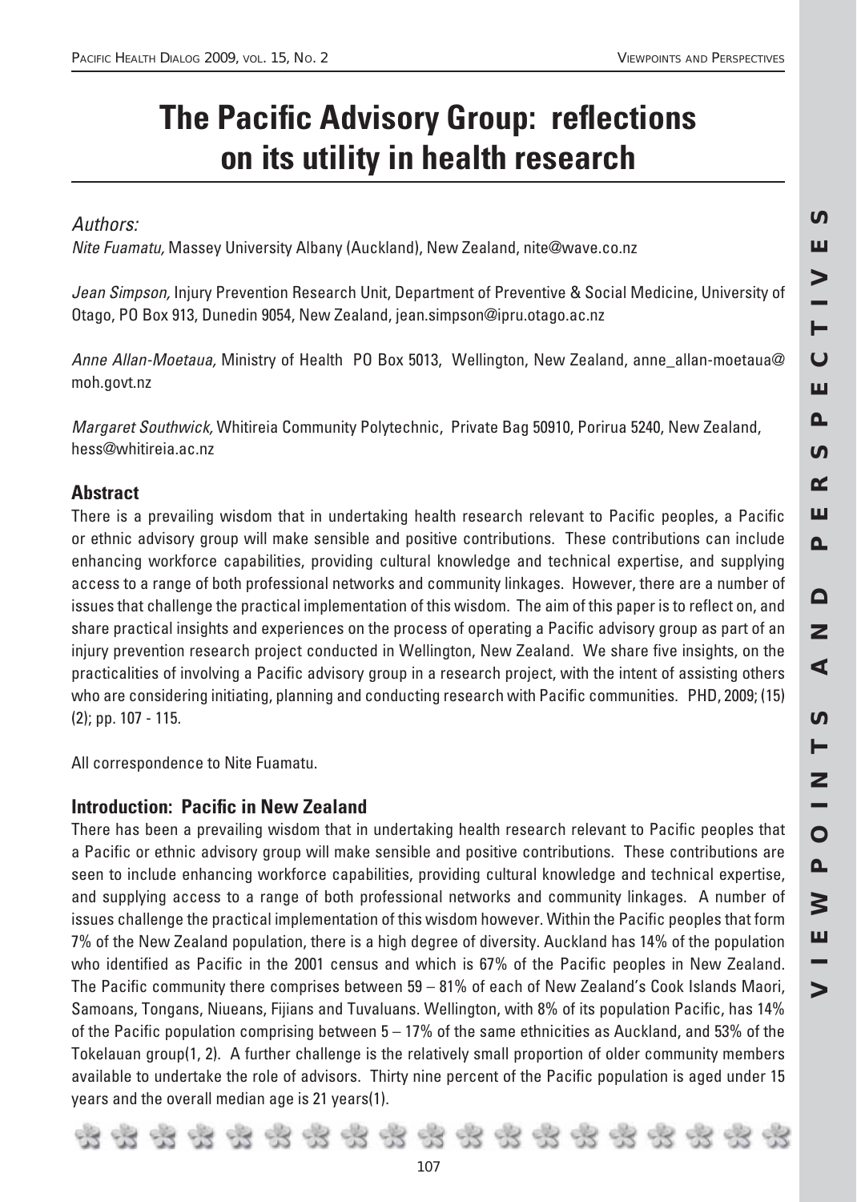# The Pacific Advisory Group: reflections on its utility in health research

*Authors:*

*Nite Fuamatu,* Massey University Albany (Auckland), New Zealand, nite@wave.co.nz

*Jean Simpson,* Injury Prevention Research Unit, Department of Preventive & Social Medicine, University of Otago, PO Box 913, Dunedin 9054, New Zealand, jean.simpson@ipru.otago.ac.nz

*Anne Allan-Moetaua,* Ministry of Health PO Box 5013, Wellington, New Zealand, anne_allan-moetaua@moh.govt.nz

*Margaret Southwick,* Whitireia Community Polytechnic, Private Bag 50910, Porirua 5240, New Zealand, hess@whitireia.ac.nz

## Abstract

There is a prevailing wisdom that in undertaking health research relevant to Pacific peoples, a Pacific or ethnic advisory group will make sensible and positive contributions. These contributions can include enhancing workforce capabilities, providing cultural knowledge and technical expertise, and supplying access to a range of both professional networks and community linkages. However, there are a number of issues that challenge the practical implementation of this wisdom. The aim of this paper is to reflect on, and share practical insights and experiences on the process of operating a Pacific advisory group as part of an injury prevention research project conducted in Wellington, New Zealand. We share five insights, on the practicalities of involving a Pacific advisory group in a research project, with the intent of assisting others who are considering initiating, planning and conducting research with Pacific communities. PHD, 2009; (15) (2); pp. 107 - 115.

All correspondence to Nite Fuamatu.

## Introduction: Pacific in New Zealand

There has been a prevailing wisdom that in undertaking health research relevant to Pacific peoples that a Pacific or ethnic advisory group will make sensible and positive contributions. These contributions are seen to include enhancing workforce capabilities, providing cultural knowledge and technical expertise, and supplying access to a range of both professional networks and community linkages. A number of issues challenge the practical implementation of this wisdom however. Within the Pacific peoples that form 7% of the New Zealand population, there is a high degree of diversity. Auckland has 14% of the population who identified as Pacific in the 2001 census and which is 67% of the Pacific peoples in New Zealand. The Pacific community there comprises between 59 – 81% of each of New Zealand's Cook Islands Maori, Samoans, Tongans, Niueans, Fijians and Tuvaluans. Wellington, with 8% of its population Pacific, has 14% of the Pacific population comprising between 5 – 17% of the same ethnicities as Auckland, and 53% of the Tokelauan group(1, 2). A further challenge is the relatively small proportion of older community members available to undertake the role of advisors. Thirty nine percent of the Pacific population is aged under 15 years and the overall median age is 21 years(1).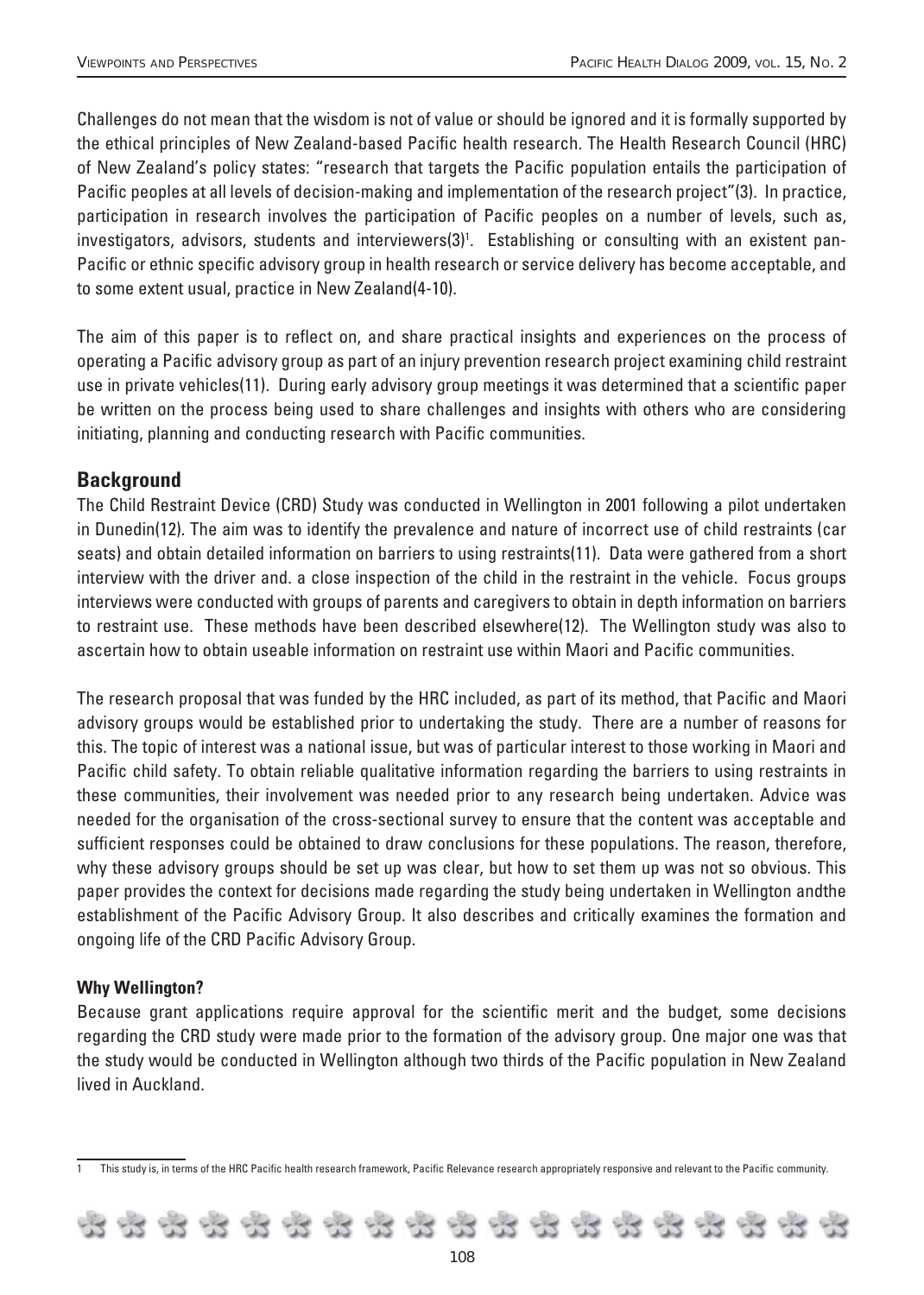Challenges do not mean that the wisdom is not of value or should be ignored and it is formally supported by the ethical principles of New Zealand-based Pacific health research. The Health Research Council (HRC) of New Zealand's policy states: "research that targets the Pacific population entails the participation of Pacific peoples at all levels of decision-making and implementation of the research project"(3). In practice, participation in research involves the participation of Pacific peoples on a number of levels, such as, investigators, advisors, students and interviewers(3)[1]. Establishing or consulting with an existent pan-Pacific or ethnic specific advisory group in health research or service delivery has become acceptable, and to some extent usual, practice in New Zealand(4-10).

The aim of this paper is to reflect on, and share practical insights and experiences on the process of operating a Pacific advisory group as part of an injury prevention research project examining child restraint use in private vehicles(11). During early advisory group meetings it was determined that a scientific paper be written on the process being used to share challenges and insights with others who are considering initiating, planning and conducting research with Pacific communities.

## Background

The Child Restraint Device (CRD) Study was conducted in Wellington in 2001 following a pilot undertaken in Dunedin(12). The aim was to identify the prevalence and nature of incorrect use of child restraints (car seats) and obtain detailed information on barriers to using restraints(11). Data were gathered from a short interview with the driver and. a close inspection of the child in the restraint in the vehicle. Focus groups interviews were conducted with groups of parents and caregivers to obtain in depth information on barriers to restraint use. These methods have been described elsewhere(12). The Wellington study was also to ascertain how to obtain useable information on restraint use within Maori and Pacific communities.

The research proposal that was funded by the HRC included, as part of its method, that Pacific and Maori advisory groups would be established prior to undertaking the study. There are a number of reasons for this. The topic of interest was a national issue, but was of particular interest to those working in Maori and Pacific child safety. To obtain reliable qualitative information regarding the barriers to using restraints in these communities, their involvement was needed prior to any research being undertaken. Advice was needed for the organisation of the cross-sectional survey to ensure that the content was acceptable and sufficient responses could be obtained to draw conclusions for these populations. The reason, therefore, why these advisory groups should be set up was clear, but how to set them up was not so obvious. This paper provides the context for decisions made regarding the study being undertaken in Wellington andthe establishment of the Pacific Advisory Group. It also describes and critically examines the formation and ongoing life of the CRD Pacific Advisory Group.

### Why Wellington?

Because grant applications require approval for the scientific merit and the budget, some decisions regarding the CRD study were made prior to the formation of the advisory group. One major one was that the study would be conducted in Wellington although two thirds of the Pacific population in New Zealand lived in Auckland.

---

[1] This study is, in terms of the HRC Pacific health research framework, Pacific Relevance research appropriately responsive and relevant to the Pacific community.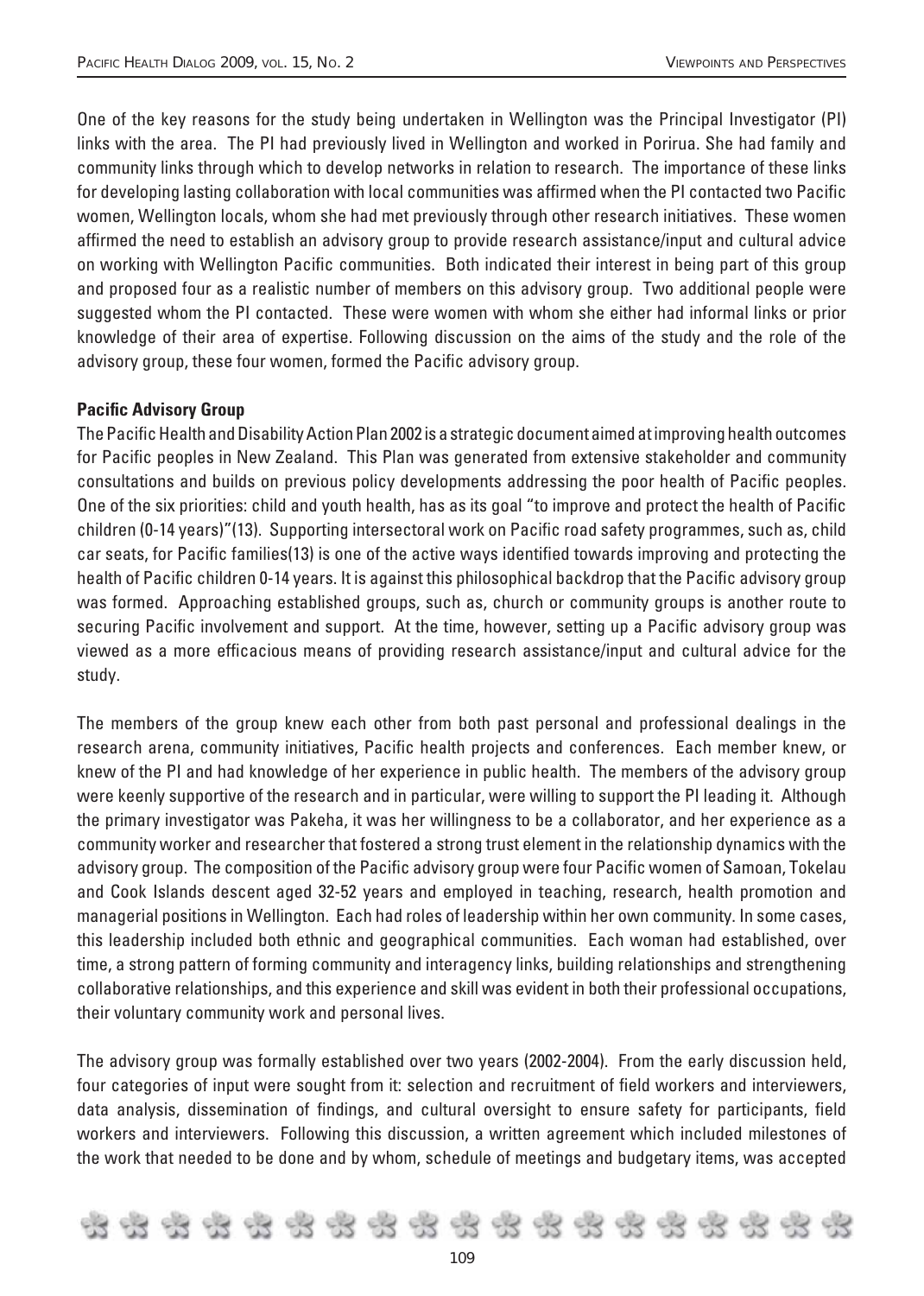One of the key reasons for the study being undertaken in Wellington was the Principal Investigator (PI) links with the area. The PI had previously lived in Wellington and worked in Porirua. She had family and community links through which to develop networks in relation to research. The importance of these links for developing lasting collaboration with local communities was affirmed when the PI contacted two Pacific women, Wellington locals, whom she had met previously through other research initiatives. These women affirmed the need to establish an advisory group to provide research assistance/input and cultural advice on working with Wellington Pacific communities. Both indicated their interest in being part of this group and proposed four as a realistic number of members on this advisory group. Two additional people were suggested whom the PI contacted. These were women with whom she either had informal links or prior knowledge of their area of expertise. Following discussion on the aims of the study and the role of the advisory group, these four women, formed the Pacific advisory group.

**Pacific Advisory Group**

The Pacific Health and Disability Action Plan 2002 is a strategic document aimed at improving health outcomes for Pacific peoples in New Zealand. This Plan was generated from extensive stakeholder and community consultations and builds on previous policy developments addressing the poor health of Pacific peoples. One of the six priorities: child and youth health, has as its goal "to improve and protect the health of Pacific children (0-14 years)"(13). Supporting intersectoral work on Pacific road safety programmes, such as, child car seats, for Pacific families(13) is one of the active ways identified towards improving and protecting the health of Pacific children 0-14 years. It is against this philosophical backdrop that the Pacific advisory group was formed. Approaching established groups, such as, church or community groups is another route to securing Pacific involvement and support. At the time, however, setting up a Pacific advisory group was viewed as a more efficacious means of providing research assistance/input and cultural advice for the study.

The members of the group knew each other from both past personal and professional dealings in the research arena, community initiatives, Pacific health projects and conferences. Each member knew, or knew of the PI and had knowledge of her experience in public health. The members of the advisory group were keenly supportive of the research and in particular, were willing to support the PI leading it. Although the primary investigator was Pakeha, it was her willingness to be a collaborator, and her experience as a community worker and researcher that fostered a strong trust element in the relationship dynamics with the advisory group. The composition of the Pacific advisory group were four Pacific women of Samoan, Tokelau and Cook Islands descent aged 32-52 years and employed in teaching, research, health promotion and managerial positions in Wellington. Each had roles of leadership within her own community. In some cases, this leadership included both ethnic and geographical communities. Each woman had established, over time, a strong pattern of forming community and interagency links, building relationships and strengthening collaborative relationships, and this experience and skill was evident in both their professional occupations, their voluntary community work and personal lives.

The advisory group was formally established over two years (2002-2004). From the early discussion held, four categories of input were sought from it: selection and recruitment of field workers and interviewers, data analysis, dissemination of findings, and cultural oversight to ensure safety for participants, field workers and interviewers. Following this discussion, a written agreement which included milestones of the work that needed to be done and by whom, schedule of meetings and budgetary items, was accepted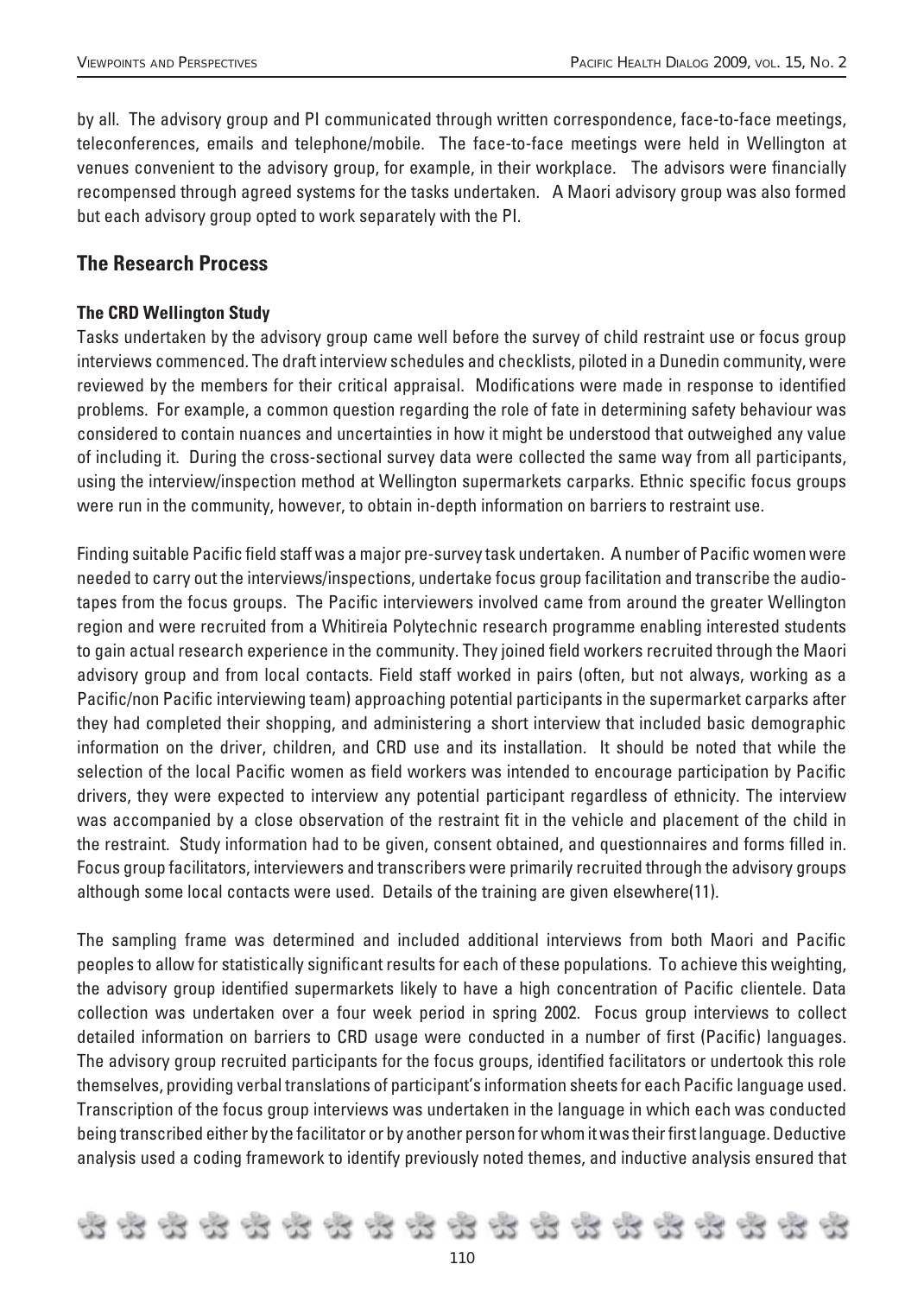by all. The advisory group and PI communicated through written correspondence, face-to-face meetings, teleconferences, emails and telephone/mobile. The face-to-face meetings were held in Wellington at venues convenient to the advisory group, for example, in their workplace. The advisors were financially recompensed through agreed systems for the tasks undertaken. A Maori advisory group was also formed but each advisory group opted to work separately with the PI.

## The Research Process

### The CRD Wellington Study

Tasks undertaken by the advisory group came well before the survey of child restraint use or focus group interviews commenced. The draft interview schedules and checklists, piloted in a Dunedin community, were reviewed by the members for their critical appraisal. Modifications were made in response to identified problems. For example, a common question regarding the role of fate in determining safety behaviour was considered to contain nuances and uncertainties in how it might be understood that outweighed any value of including it. During the cross-sectional survey data were collected the same way from all participants, using the interview/inspection method at Wellington supermarkets carparks. Ethnic specific focus groups were run in the community, however, to obtain in-depth information on barriers to restraint use.

Finding suitable Pacific field staff was a major pre-survey task undertaken. A number of Pacific women were needed to carry out the interviews/inspections, undertake focus group facilitation and transcribe the audio-tapes from the focus groups. The Pacific interviewers involved came from around the greater Wellington region and were recruited from a Whitireia Polytechnic research programme enabling interested students to gain actual research experience in the community. They joined field workers recruited through the Maori advisory group and from local contacts. Field staff worked in pairs (often, but not always, working as a Pacific/non Pacific interviewing team) approaching potential participants in the supermarket carparks after they had completed their shopping, and administering a short interview that included basic demographic information on the driver, children, and CRD use and its installation. It should be noted that while the selection of the local Pacific women as field workers was intended to encourage participation by Pacific drivers, they were expected to interview any potential participant regardless of ethnicity. The interview was accompanied by a close observation of the restraint fit in the vehicle and placement of the child in the restraint. Study information had to be given, consent obtained, and questionnaires and forms filled in. Focus group facilitators, interviewers and transcribers were primarily recruited through the advisory groups although some local contacts were used. Details of the training are given elsewhere(11).

The sampling frame was determined and included additional interviews from both Maori and Pacific peoples to allow for statistically significant results for each of these populations. To achieve this weighting, the advisory group identified supermarkets likely to have a high concentration of Pacific clientele. Data collection was undertaken over a four week period in spring 2002. Focus group interviews to collect detailed information on barriers to CRD usage were conducted in a number of first (Pacific) languages. The advisory group recruited participants for the focus groups, identified facilitators or undertook this role themselves, providing verbal translations of participant's information sheets for each Pacific language used. Transcription of the focus group interviews was undertaken in the language in which each was conducted being transcribed either by the facilitator or by another person for whom it was their first language. Deductive analysis used a coding framework to identify previously noted themes, and inductive analysis ensured that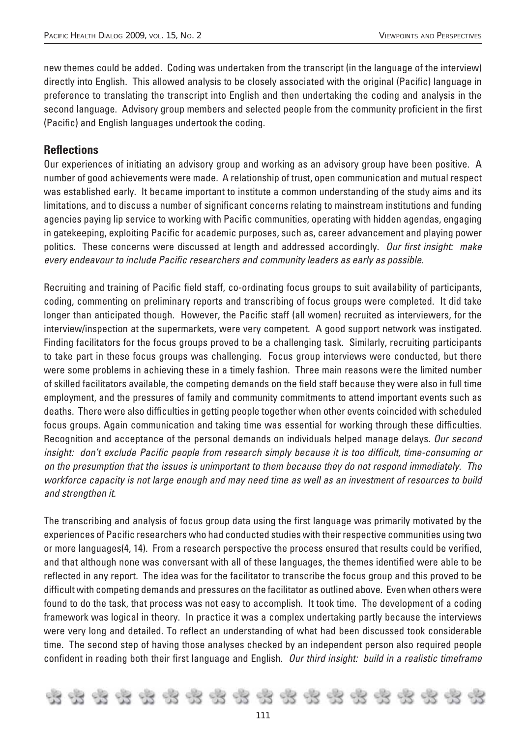new themes could be added. Coding was undertaken from the transcript (in the language of the interview) directly into English. This allowed analysis to be closely associated with the original (Pacific) language in preference to translating the transcript into English and then undertaking the coding and analysis in the second language. Advisory group members and selected people from the community proficient in the first (Pacific) and English languages undertook the coding.

## Reflections

Our experiences of initiating an advisory group and working as an advisory group have been positive. A number of good achievements were made. A relationship of trust, open communication and mutual respect was established early. It became important to institute a common understanding of the study aims and its limitations, and to discuss a number of significant concerns relating to mainstream institutions and funding agencies paying lip service to working with Pacific communities, operating with hidden agendas, engaging in gatekeeping, exploiting Pacific for academic purposes, such as, career advancement and playing power politics. These concerns were discussed at length and addressed accordingly. *Our first insight: make every endeavour to include Pacific researchers and community leaders as early as possible.*

Recruiting and training of Pacific field staff, co-ordinating focus groups to suit availability of participants, coding, commenting on preliminary reports and transcribing of focus groups were completed. It did take longer than anticipated though. However, the Pacific staff (all women) recruited as interviewers, for the interview/inspection at the supermarkets, were very competent. A good support network was instigated. Finding facilitators for the focus groups proved to be a challenging task. Similarly, recruiting participants to take part in these focus groups was challenging. Focus group interviews were conducted, but there were some problems in achieving these in a timely fashion. Three main reasons were the limited number of skilled facilitators available, the competing demands on the field staff because they were also in full time employment, and the pressures of family and community commitments to attend important events such as deaths. There were also difficulties in getting people together when other events coincided with scheduled focus groups. Again communication and taking time was essential for working through these difficulties. Recognition and acceptance of the personal demands on individuals helped manage delays. *Our second insight: don't exclude Pacific people from research simply because it is too difficult, time-consuming or on the presumption that the issues is unimportant to them because they do not respond immediately. The workforce capacity is not large enough and may need time as well as an investment of resources to build and strengthen it.*

The transcribing and analysis of focus group data using the first language was primarily motivated by the experiences of Pacific researchers who had conducted studies with their respective communities using two or more languages(4, 14). From a research perspective the process ensured that results could be verified, and that although none was conversant with all of these languages, the themes identified were able to be reflected in any report. The idea was for the facilitator to transcribe the focus group and this proved to be difficult with competing demands and pressures on the facilitator as outlined above. Even when others were found to do the task, that process was not easy to accomplish. It took time. The development of a coding framework was logical in theory. In practice it was a complex undertaking partly because the interviews were very long and detailed. To reflect an understanding of what had been discussed took considerable time. The second step of having those analyses checked by an independent person also required people confident in reading both their first language and English. *Our third insight: build in a realistic timeframe*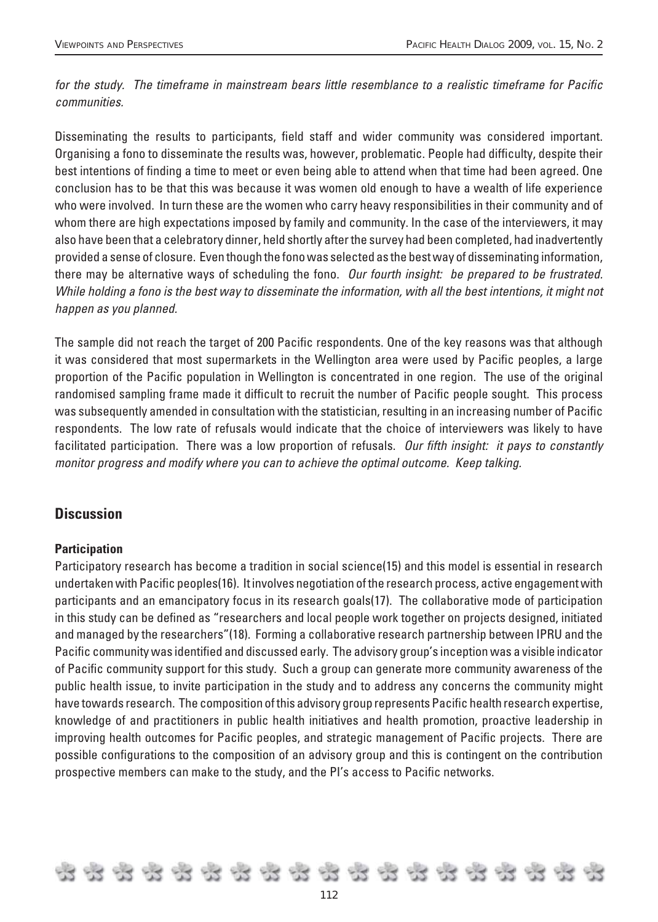*for the study. The timeframe in mainstream bears little resemblance to a realistic timeframe for Pacific communities.*

Disseminating the results to participants, field staff and wider community was considered important. Organising a fono to disseminate the results was, however, problematic. People had difficulty, despite their best intentions of finding a time to meet or even being able to attend when that time had been agreed. One conclusion has to be that this was because it was women old enough to have a wealth of life experience who were involved. In turn these are the women who carry heavy responsibilities in their community and of whom there are high expectations imposed by family and community. In the case of the interviewers, it may also have been that a celebratory dinner, held shortly after the survey had been completed, had inadvertently provided a sense of closure. Even though the fono was selected as the best way of disseminating information, there may be alternative ways of scheduling the fono. *Our fourth insight: be prepared to be frustrated. While holding a fono is the best way to disseminate the information, with all the best intentions, it might not happen as you planned.*

The sample did not reach the target of 200 Pacific respondents. One of the key reasons was that although it was considered that most supermarkets in the Wellington area were used by Pacific peoples, a large proportion of the Pacific population in Wellington is concentrated in one region. The use of the original randomised sampling frame made it difficult to recruit the number of Pacific people sought. This process was subsequently amended in consultation with the statistician, resulting in an increasing number of Pacific respondents. The low rate of refusals would indicate that the choice of interviewers was likely to have facilitated participation. There was a low proportion of refusals. *Our fifth insight: it pays to constantly monitor progress and modify where you can to achieve the optimal outcome. Keep talking.*

## Discussion

### Participation

Participatory research has become a tradition in social science(15) and this model is essential in research undertaken with Pacific peoples(16). It involves negotiation of the research process, active engagement with participants and an emancipatory focus in its research goals(17). The collaborative mode of participation in this study can be defined as "researchers and local people work together on projects designed, initiated and managed by the researchers"(18). Forming a collaborative research partnership between IPRU and the Pacific community was identified and discussed early. The advisory group's inception was a visible indicator of Pacific community support for this study. Such a group can generate more community awareness of the public health issue, to invite participation in the study and to address any concerns the community might have towards research. The composition of this advisory group represents Pacific health research expertise, knowledge of and practitioners in public health initiatives and health promotion, proactive leadership in improving health outcomes for Pacific peoples, and strategic management of Pacific projects. There are possible configurations to the composition of an advisory group and this is contingent on the contribution prospective members can make to the study, and the PI's access to Pacific networks.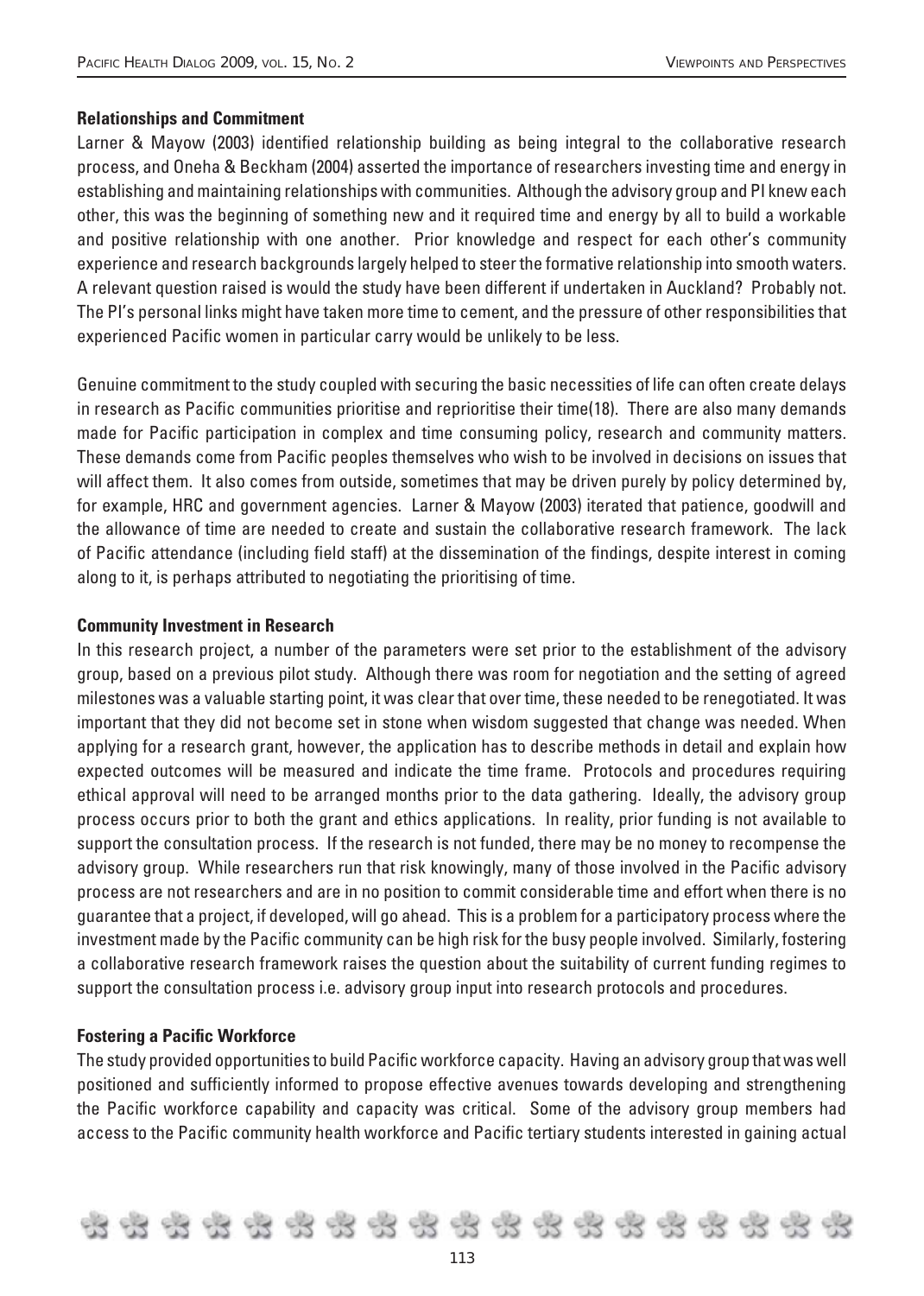### Relationships and Commitment

Larner & Mayow (2003) identified relationship building as being integral to the collaborative research process, and Oneha & Beckham (2004) asserted the importance of researchers investing time and energy in establishing and maintaining relationships with communities. Although the advisory group and PI knew each other, this was the beginning of something new and it required time and energy by all to build a workable and positive relationship with one another. Prior knowledge and respect for each other's community experience and research backgrounds largely helped to steer the formative relationship into smooth waters. A relevant question raised is would the study have been different if undertaken in Auckland? Probably not. The PI's personal links might have taken more time to cement, and the pressure of other responsibilities that experienced Pacific women in particular carry would be unlikely to be less.

Genuine commitment to the study coupled with securing the basic necessities of life can often create delays in research as Pacific communities prioritise and reprioritise their time(18). There are also many demands made for Pacific participation in complex and time consuming policy, research and community matters. These demands come from Pacific peoples themselves who wish to be involved in decisions on issues that will affect them. It also comes from outside, sometimes that may be driven purely by policy determined by, for example, HRC and government agencies. Larner & Mayow (2003) iterated that patience, goodwill and the allowance of time are needed to create and sustain the collaborative research framework. The lack of Pacific attendance (including field staff) at the dissemination of the findings, despite interest in coming along to it, is perhaps attributed to negotiating the prioritising of time.

### Community Investment in Research

In this research project, a number of the parameters were set prior to the establishment of the advisory group, based on a previous pilot study. Although there was room for negotiation and the setting of agreed milestones was a valuable starting point, it was clear that over time, these needed to be renegotiated. It was important that they did not become set in stone when wisdom suggested that change was needed. When applying for a research grant, however, the application has to describe methods in detail and explain how expected outcomes will be measured and indicate the time frame. Protocols and procedures requiring ethical approval will need to be arranged months prior to the data gathering. Ideally, the advisory group process occurs prior to both the grant and ethics applications. In reality, prior funding is not available to support the consultation process. If the research is not funded, there may be no money to recompense the advisory group. While researchers run that risk knowingly, many of those involved in the Pacific advisory process are not researchers and are in no position to commit considerable time and effort when there is no guarantee that a project, if developed, will go ahead. This is a problem for a participatory process where the investment made by the Pacific community can be high risk for the busy people involved. Similarly, fostering a collaborative research framework raises the question about the suitability of current funding regimes to support the consultation process i.e. advisory group input into research protocols and procedures.

### Fostering a Pacific Workforce

The study provided opportunities to build Pacific workforce capacity. Having an advisory group that was well positioned and sufficiently informed to propose effective avenues towards developing and strengthening the Pacific workforce capability and capacity was critical. Some of the advisory group members had access to the Pacific community health workforce and Pacific tertiary students interested in gaining actual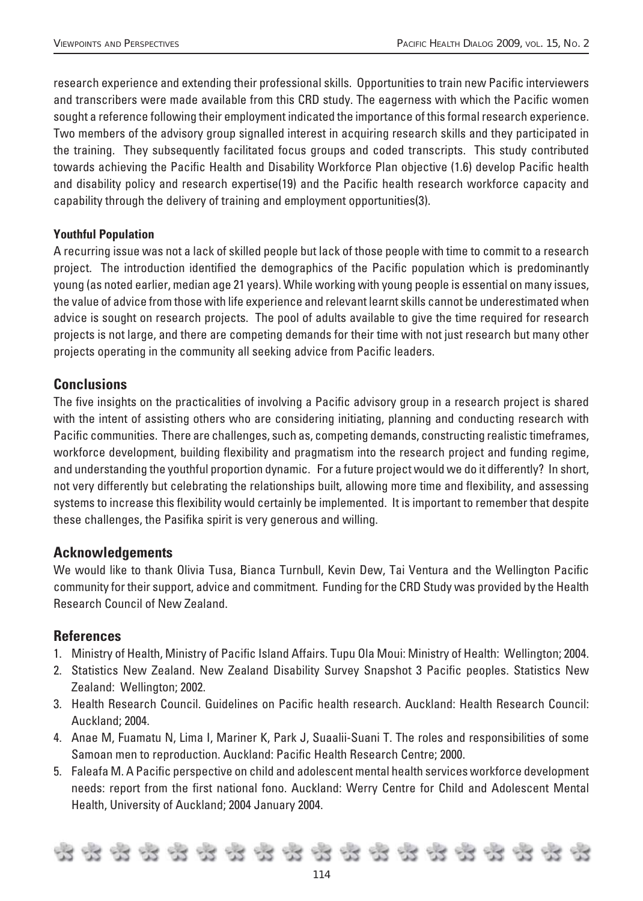research experience and extending their professional skills. Opportunities to train new Pacific interviewers and transcribers were made available from this CRD study. The eagerness with which the Pacific women sought a reference following their employment indicated the importance of this formal research experience. Two members of the advisory group signalled interest in acquiring research skills and they participated in the training. They subsequently facilitated focus groups and coded transcripts. This study contributed towards achieving the Pacific Health and Disability Workforce Plan objective (1.6) develop Pacific health and disability policy and research expertise(19) and the Pacific health research workforce capacity and capability through the delivery of training and employment opportunities(3).

**Youthful Population**

A recurring issue was not a lack of skilled people but lack of those people with time to commit to a research project. The introduction identified the demographics of the Pacific population which is predominantly young (as noted earlier, median age 21 years). While working with young people is essential on many issues, the value of advice from those with life experience and relevant learnt skills cannot be underestimated when advice is sought on research projects. The pool of adults available to give the time required for research projects is not large, and there are competing demands for their time with not just research but many other projects operating in the community all seeking advice from Pacific leaders.

## Conclusions

The five insights on the practicalities of involving a Pacific advisory group in a research project is shared with the intent of assisting others who are considering initiating, planning and conducting research with Pacific communities. There are challenges, such as, competing demands, constructing realistic timeframes, workforce development, building flexibility and pragmatism into the research project and funding regime, and understanding the youthful proportion dynamic. For a future project would we do it differently? In short, not very differently but celebrating the relationships built, allowing more time and flexibility, and assessing systems to increase this flexibility would certainly be implemented. It is important to remember that despite these challenges, the Pasifika spirit is very generous and willing.

## Acknowledgements

We would like to thank Olivia Tusa, Bianca Turnbull, Kevin Dew, Tai Ventura and the Wellington Pacific community for their support, advice and commitment. Funding for the CRD Study was provided by the Health Research Council of New Zealand.

## References

1. Ministry of Health, Ministry of Pacific Island Affairs. Tupu Ola Moui: Ministry of Health: Wellington; 2004.
2. Statistics New Zealand. New Zealand Disability Survey Snapshot 3 Pacific peoples. Statistics New Zealand: Wellington; 2002.
3. Health Research Council. Guidelines on Pacific health research. Auckland: Health Research Council: Auckland; 2004.
4. Anae M, Fuamatu N, Lima I, Mariner K, Park J, Suaalii-Suani T. The roles and responsibilities of some Samoan men to reproduction. Auckland: Pacific Health Research Centre; 2000.
5. Faleafa M. A Pacific perspective on child and adolescent mental health services workforce development needs: report from the first national fono. Auckland: Werry Centre for Child and Adolescent Mental Health, University of Auckland; 2004 January 2004.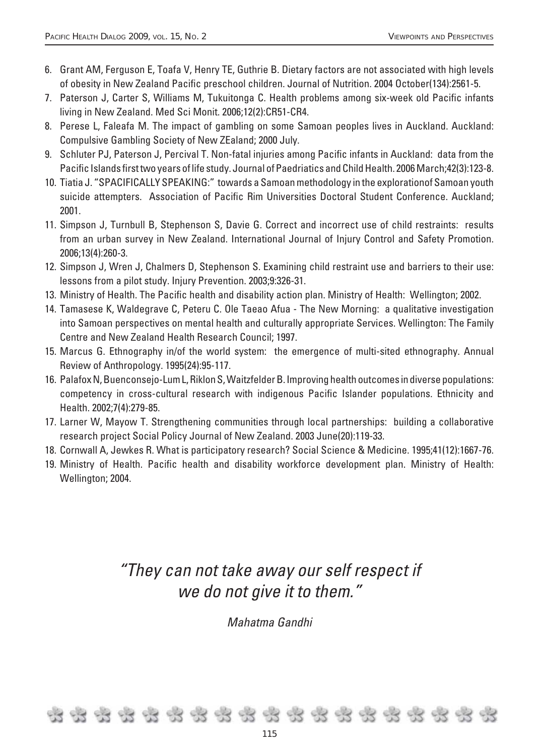6. Grant AM, Ferguson E, Toafa V, Henry TE, Guthrie B. Dietary factors are not associated with high levels of obesity in New Zealand Pacific preschool children. Journal of Nutrition. 2004 October(134):2561-5.
7. Paterson J, Carter S, Williams M, Tukuitonga C. Health problems among six-week old Pacific infants living in New Zealand. Med Sci Monit. 2006;12(2):CR51-CR4.
8. Perese L, Faleafa M. The impact of gambling on some Samoan peoples lives in Auckland. Auckland: Compulsive Gambling Society of New ZEaland; 2000 July.
9. Schluter PJ, Paterson J, Percival T. Non-fatal injuries among Pacific infants in Auckland: data from the Pacific Islands first two years of life study. Journal of Paedriatics and Child Health. 2006 March;42(3):123-8.
10. Tiatia J. "SPACIFICALLY SPEAKING:" towards a Samoan methodology in the explorationof Samoan youth suicide attempters. Association of Pacific Rim Universities Doctoral Student Conference. Auckland; 2001.
11. Simpson J, Turnbull B, Stephenson S, Davie G. Correct and incorrect use of child restraints: results from an urban survey in New Zealand. International Journal of Injury Control and Safety Promotion. 2006;13(4):260-3.
12. Simpson J, Wren J, Chalmers D, Stephenson S. Examining child restraint use and barriers to their use: lessons from a pilot study. Injury Prevention. 2003;9:326-31.
13. Ministry of Health. The Pacific health and disability action plan. Ministry of Health: Wellington; 2002.
14. Tamasese K, Waldegrave C, Peteru C. Ole Taeao Afua - The New Morning: a qualitative investigation into Samoan perspectives on mental health and culturally appropriate Services. Wellington: The Family Centre and New Zealand Health Research Council; 1997.
15. Marcus G. Ethnography in/of the world system: the emergence of multi-sited ethnography. Annual Review of Anthropology. 1995(24):95-117.
16. Palafox N, Buenconsejo-Lum L, Riklon S, Waitzfelder B. Improving health outcomes in diverse populations: competency in cross-cultural research with indigenous Pacific Islander populations. Ethnicity and Health. 2002;7(4):279-85.
17. Larner W, Mayow T. Strengthening communities through local partnerships: building a collaborative research project Social Policy Journal of New Zealand. 2003 June(20):119-33.
18. Cornwall A, Jewkes R. What is participatory research? Social Science & Medicine. 1995;41(12):1667-76.
19. Ministry of Health. Pacific health and disability workforce development plan. Ministry of Health: Wellington; 2004.

*"They can not take away our self respect if we do not give it to them."*

*Mahatma Gandhi*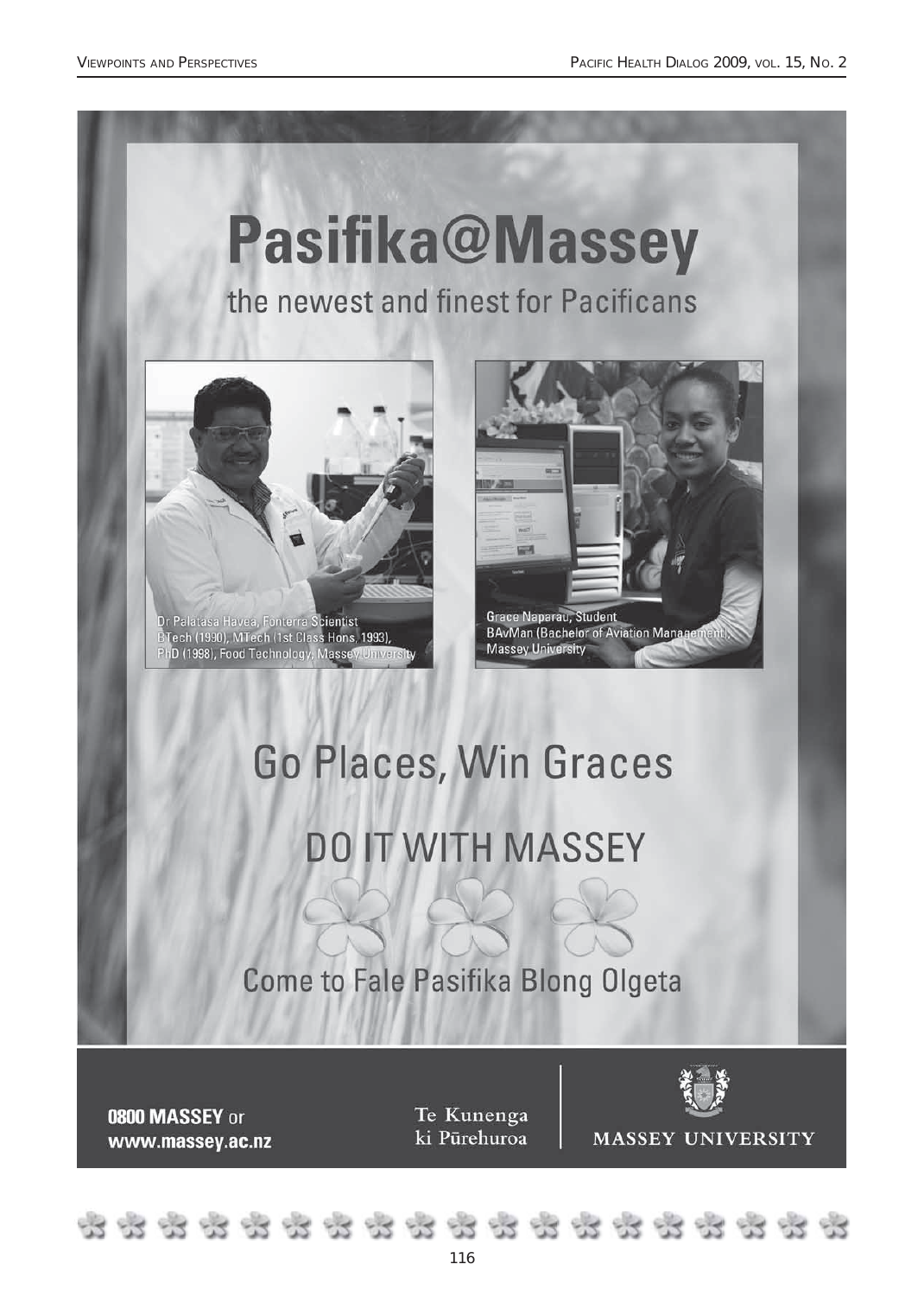# Pasifika@Massey

the newest and finest for Pacificans

Dr Palatasa Havea, Fonterra Scientist
BTech (1990), MTech (1st Class Hons, 1993),
PhD (1998), Food Technology, Massey University

Grace Naparau, Student
BAvMan (Bachelor of Aviation Management),
Massey University

## Go Places, Win Graces

## DO IT WITH MASSEY

Come to Fale Pasifika Blong Olgeta

**0800 MASSEY** or
**www.massey.ac.nz**

Te Kunenga
ki Pūrehuroa

MASSEY UNIVERSITY